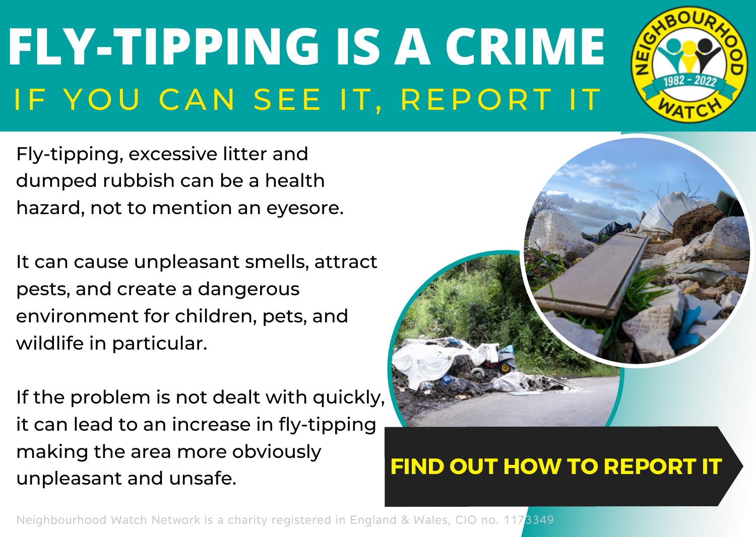# FLY-TIPPING IS A CRIME

## IF YOU CAN SEE IT, REPORT IT

NEIGHBOURHOOD WATCH 1982 - 2022

Fly-tipping, excessive litter and dumped rubbish can be a health hazard, not to mention an eyesore.

It can cause unpleasant smells, attract pests, and create a dangerous environment for children, pets, and wildlife in particular.

If the problem is not dealt with quickly, it can lead to an increase in fly-tipping making the area more obviously unpleasant and unsafe.

**FIND OUT HOW TO REPORT IT**

Neighbourhood Watch Network is a charity registered in England & Wales, CIO no. 1173349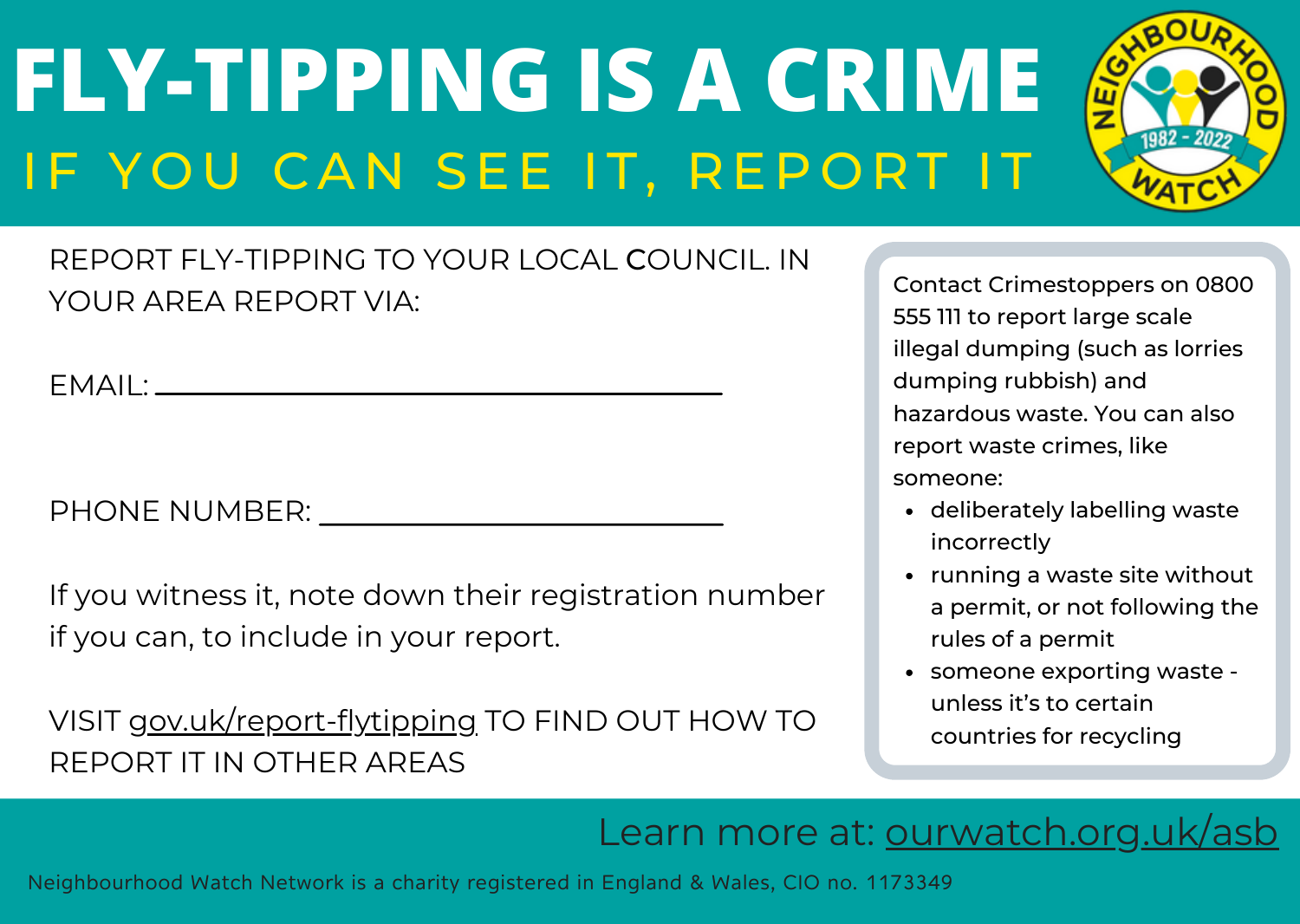# FLY-TIPPING IS A CRIME

## IF YOU CAN SEE IT, REPORT IT

REPORT FLY-TIPPING TO YOUR LOCAL COUNCIL. IN YOUR AREA REPORT VIA:

EMAIL: ______________________________

PHONE NUMBER: ________________________

If you witness it, note down their registration number if you can, to include in your report.

VISIT gov.uk/report-flytipping TO FIND OUT HOW TO REPORT IT IN OTHER AREAS

Contact Crimestoppers on 0800 555 111 to report large scale illegal dumping (such as lorries dumping rubbish) and hazardous waste. You can also report waste crimes, like someone:

- deliberately labelling waste incorrectly
- running a waste site without a permit, or not following the rules of a permit
- someone exporting waste - unless it's to certain countries for recycling

Learn more at: ourwatch.org.uk/asb

Neighbourhood Watch Network is a charity registered in England & Wales, CIO no. 1173349